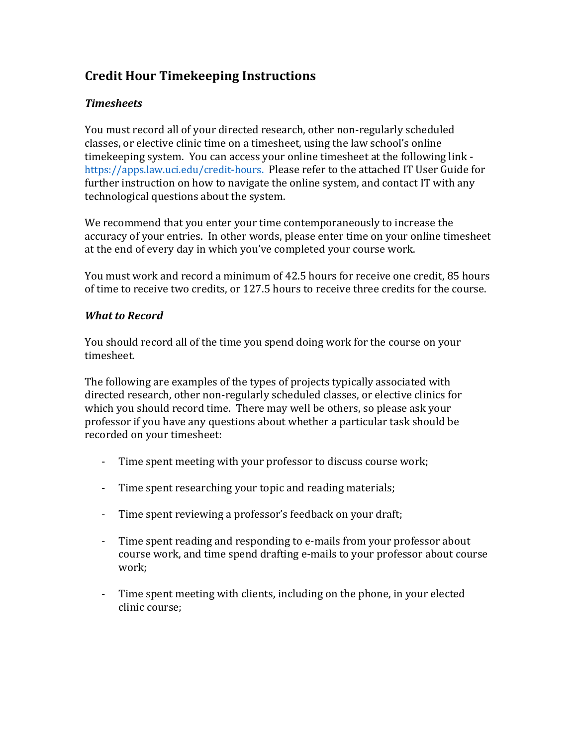## Credit Hour Timekeeping Instructions

### *Timesheets*

You must record all of your directed research, other non-regularly scheduled classes, or elective clinic time on a timesheet, using the law school's online timekeeping system. You can access your online timesheet at the following link - https://apps.law.uci.edu/credit-hours. Please refer to the attached IT User Guide for further instruction on how to navigate the online system, and contact IT with any technological questions about the system.

We recommend that you enter your time contemporaneously to increase the accuracy of your entries. In other words, please enter time on your online timesheet at the end of every day in which you've completed your course work.

You must work and record a minimum of 42.5 hours for receive one credit, 85 hours of time to receive two credits, or 127.5 hours to receive three credits for the course.

### *What to Record*

You should record all of the time you spend doing work for the course on your timesheet.

The following are examples of the types of projects typically associated with directed research, other non-regularly scheduled classes, or elective clinics for which you should record time. There may well be others, so please ask your professor if you have any questions about whether a particular task should be recorded on your timesheet:

- Time spent meeting with your professor to discuss course work;
- Time spent researching your topic and reading materials;
- Time spent reviewing a professor's feedback on your draft;
- Time spent reading and responding to e-mails from your professor about course work, and time spend drafting e-mails to your professor about course work;
- Time spent meeting with clients, including on the phone, in your elected clinic course;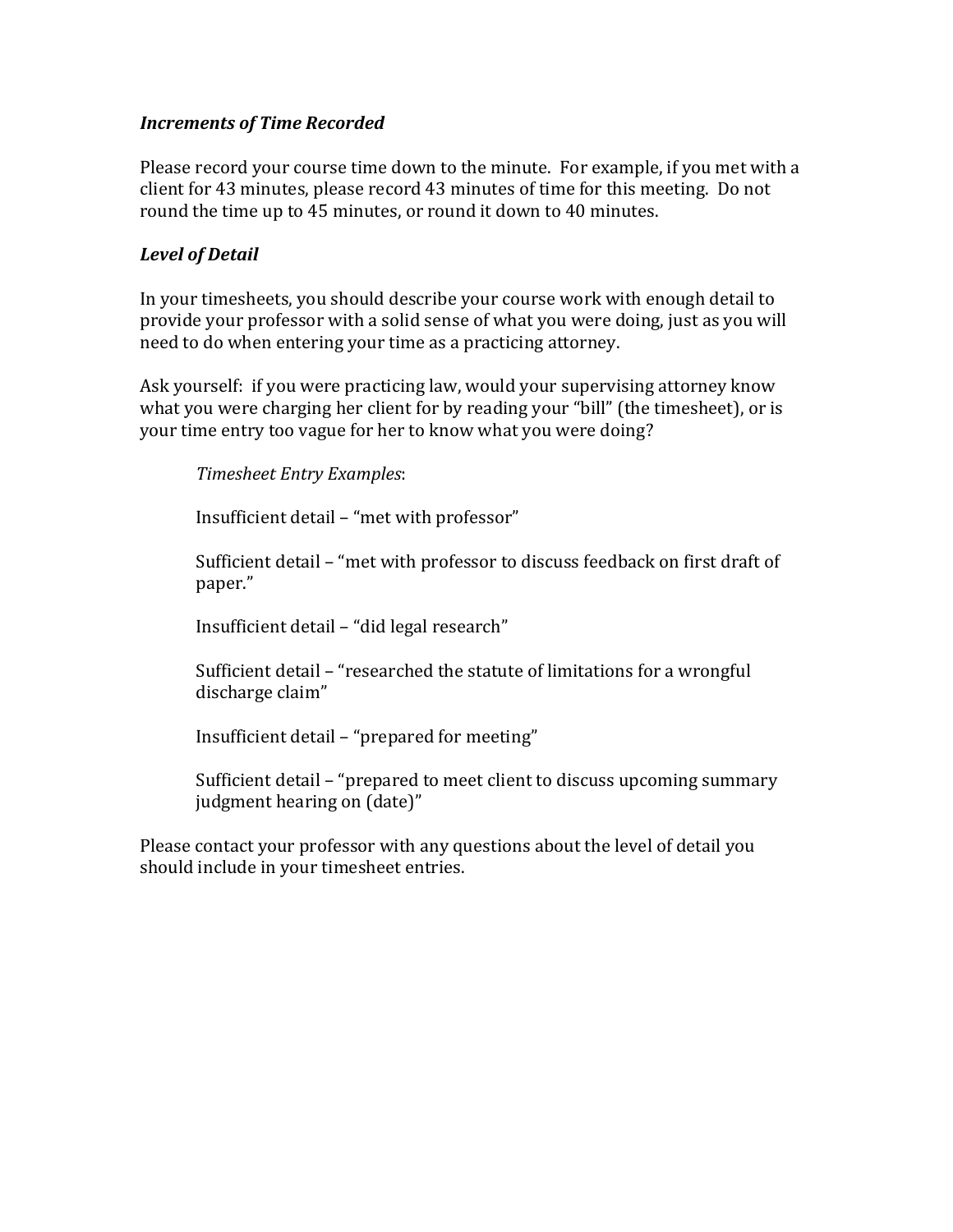### *Increments of Time Recorded*

Please record your course time down to the minute. For example, if you met with a client for 43 minutes, please record 43 minutes of time for this meeting. Do not round the time up to 45 minutes, or round it down to 40 minutes.

### *Level of Detail*

In your timesheets, you should describe your course work with enough detail to provide your professor with a solid sense of what you were doing, just as you will need to do when entering your time as a practicing attorney.

Ask yourself: if you were practicing law, would your supervising attorney know what you were charging her client for by reading your "bill" (the timesheet), or is your time entry too vague for her to know what you were doing?

> *Timesheet Entry Examples*:
>
> Insufficient detail – "met with professor"
>
> Sufficient detail – "met with professor to discuss feedback on first draft of paper."
>
> Insufficient detail – "did legal research"
>
> Sufficient detail – "researched the statute of limitations for a wrongful discharge claim"
>
> Insufficient detail – "prepared for meeting"
>
> Sufficient detail – "prepared to meet client to discuss upcoming summary judgment hearing on (date)"

Please contact your professor with any questions about the level of detail you should include in your timesheet entries.